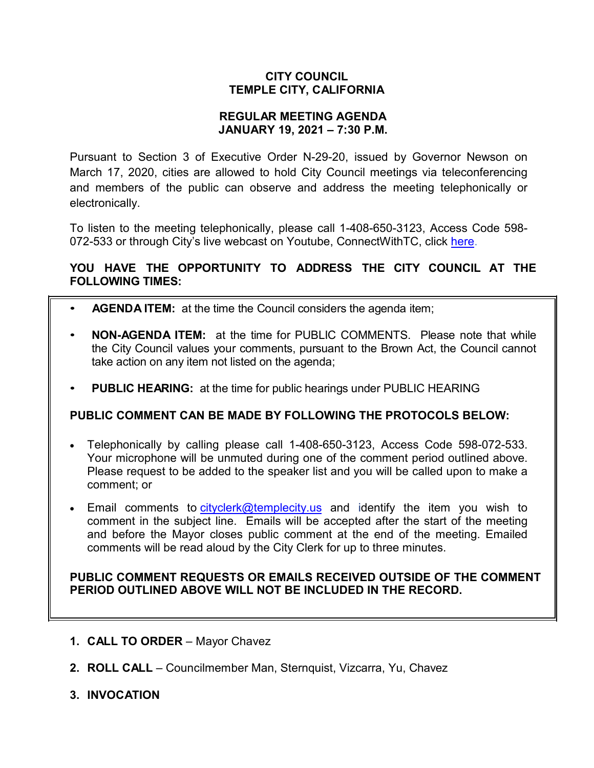# CITY COUNCIL
# TEMPLE CITY, CALIFORNIA

## REGULAR MEETING AGENDA
## JANUARY 19, 2021 – 7:30 P.M.

Pursuant to Section 3 of Executive Order N-29-20, issued by Governor Newson on March 17, 2020, cities are allowed to hold City Council meetings via teleconferencing and members of the public can observe and address the meeting telephonically or electronically.

To listen to the meeting telephonically, please call 1-408-650-3123, Access Code 598-072-533 or through City's live webcast on Youtube, ConnectWithTC, click here.

**YOU HAVE THE OPPORTUNITY TO ADDRESS THE CITY COUNCIL AT THE FOLLOWING TIMES:**

- **AGENDA ITEM:** at the time the Council considers the agenda item;
- **NON-AGENDA ITEM:** at the time for PUBLIC COMMENTS. Please note that while the City Council values your comments, pursuant to the Brown Act, the Council cannot take action on any item not listed on the agenda;
- **PUBLIC HEARING:** at the time for public hearings under PUBLIC HEARING

**PUBLIC COMMENT CAN BE MADE BY FOLLOWING THE PROTOCOLS BELOW:**

- Telephonically by calling please call 1-408-650-3123, Access Code 598-072-533. Your microphone will be unmuted during one of the comment period outlined above. Please request to be added to the speaker list and you will be called upon to make a comment; or
- Email comments to cityclerk@templecity.us and identify the item you wish to comment in the subject line. Emails will be accepted after the start of the meeting and before the Mayor closes public comment at the end of the meeting. Emailed comments will be read aloud by the City Clerk for up to three minutes.

**PUBLIC COMMENT REQUESTS OR EMAILS RECEIVED OUTSIDE OF THE COMMENT PERIOD OUTLINED ABOVE WILL NOT BE INCLUDED IN THE RECORD.**

1. **CALL TO ORDER** – Mayor Chavez
2. **ROLL CALL** – Councilmember Man, Sternquist, Vizcarra, Yu, Chavez
3. **INVOCATION**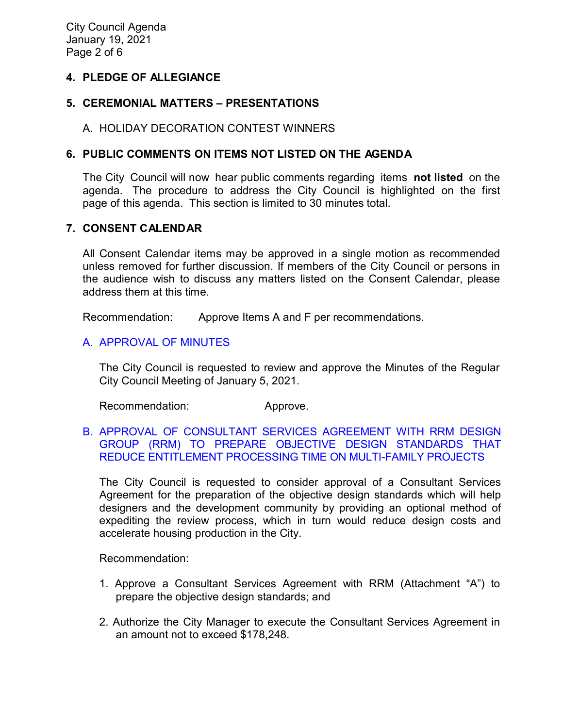## 4. PLEDGE OF ALLEGIANCE

## 5. CEREMONIAL MATTERS – PRESENTATIONS

A. HOLIDAY DECORATION CONTEST WINNERS

## 6. PUBLIC COMMENTS ON ITEMS NOT LISTED ON THE AGENDA

The City Council will now hear public comments regarding items **not listed** on the agenda. The procedure to address the City Council is highlighted on the first page of this agenda. This section is limited to 30 minutes total.

## 7. CONSENT CALENDAR

All Consent Calendar items may be approved in a single motion as recommended unless removed for further discussion. If members of the City Council or persons in the audience wish to discuss any matters listed on the Consent Calendar, please address them at this time.

Recommendation: Approve Items A and F per recommendations.

### A. APPROVAL OF MINUTES

The City Council is requested to review and approve the Minutes of the Regular City Council Meeting of January 5, 2021.

Recommendation: Approve.

### B. APPROVAL OF CONSULTANT SERVICES AGREEMENT WITH RRM DESIGN GROUP (RRM) TO PREPARE OBJECTIVE DESIGN STANDARDS THAT REDUCE ENTITLEMENT PROCESSING TIME ON MULTI-FAMILY PROJECTS

The City Council is requested to consider approval of a Consultant Services Agreement for the preparation of the objective design standards which will help designers and the development community by providing an optional method of expediting the review process, which in turn would reduce design costs and accelerate housing production in the City.

Recommendation:

1. Approve a Consultant Services Agreement with RRM (Attachment "A") to prepare the objective design standards; and
2. Authorize the City Manager to execute the Consultant Services Agreement in an amount not to exceed $178,248.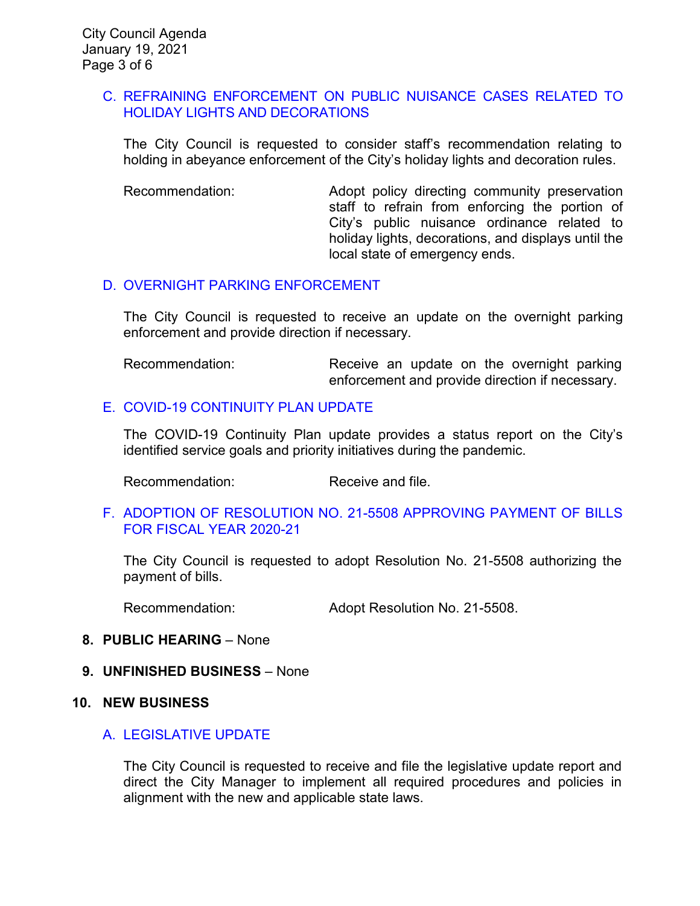### C. REFRAINING ENFORCEMENT ON PUBLIC NUISANCE CASES RELATED TO HOLIDAY LIGHTS AND DECORATIONS

The City Council is requested to consider staff's recommendation relating to holding in abeyance enforcement of the City's holiday lights and decoration rules.

Recommendation: Adopt policy directing community preservation staff to refrain from enforcing the portion of City's public nuisance ordinance related to holiday lights, decorations, and displays until the local state of emergency ends.

### D. OVERNIGHT PARKING ENFORCEMENT

The City Council is requested to receive an update on the overnight parking enforcement and provide direction if necessary.

Recommendation: Receive an update on the overnight parking enforcement and provide direction if necessary.

### E. COVID-19 CONTINUITY PLAN UPDATE

The COVID-19 Continuity Plan update provides a status report on the City's identified service goals and priority initiatives during the pandemic.

Recommendation: Receive and file.

### F. ADOPTION OF RESOLUTION NO. 21-5508 APPROVING PAYMENT OF BILLS FOR FISCAL YEAR 2020-21

The City Council is requested to adopt Resolution No. 21-5508 authorizing the payment of bills.

Recommendation: Adopt Resolution No. 21-5508.

## 8. PUBLIC HEARING – None

## 9. UNFINISHED BUSINESS – None

## 10. NEW BUSINESS

### A. LEGISLATIVE UPDATE

The City Council is requested to receive and file the legislative update report and direct the City Manager to implement all required procedures and policies in alignment with the new and applicable state laws.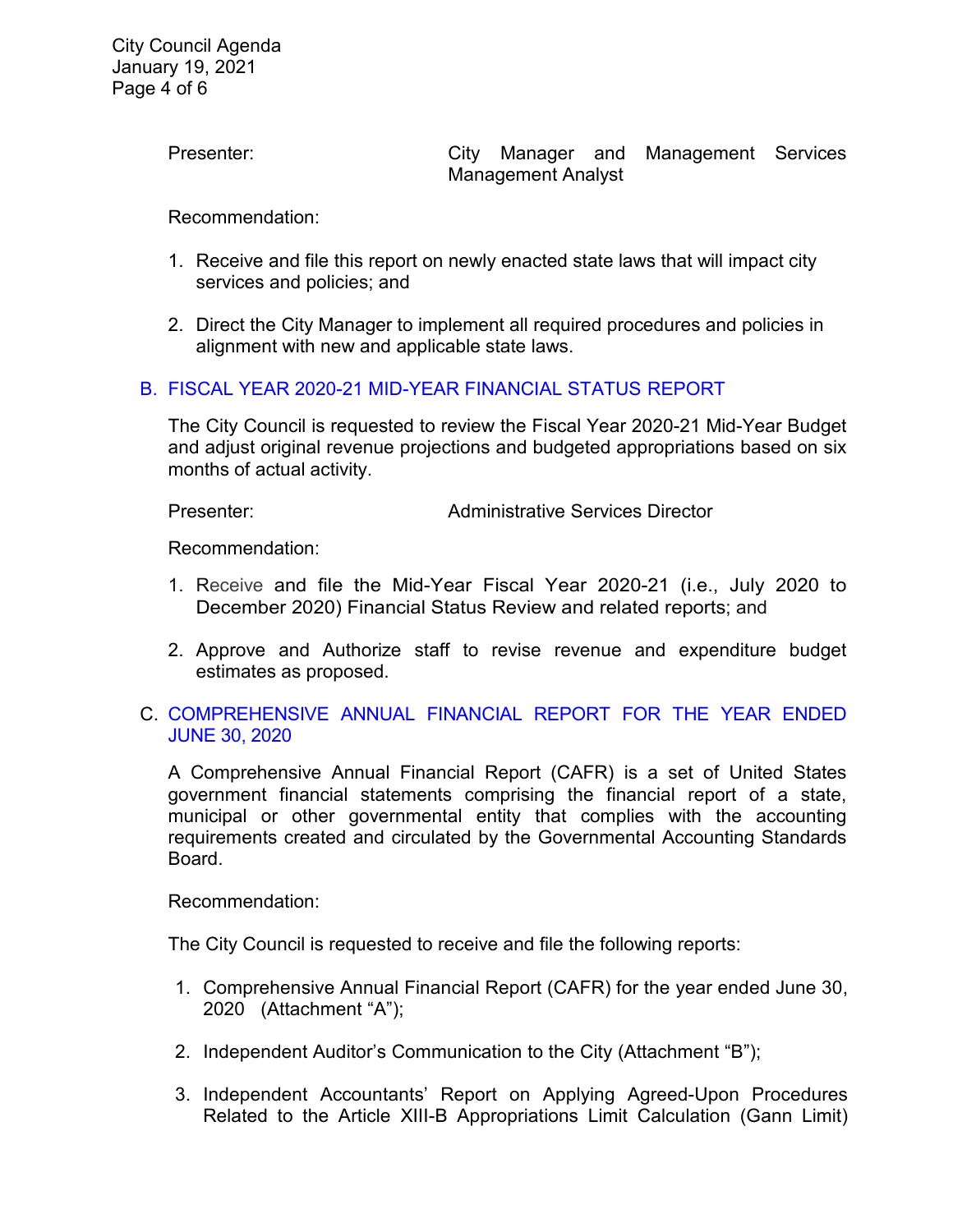Presenter: City Manager and Management Services Management Analyst

Recommendation:

1. Receive and file this report on newly enacted state laws that will impact city services and policies; and

2. Direct the City Manager to implement all required procedures and policies in alignment with new and applicable state laws.

## B. FISCAL YEAR 2020-21 MID-YEAR FINANCIAL STATUS REPORT

The City Council is requested to review the Fiscal Year 2020-21 Mid-Year Budget and adjust original revenue projections and budgeted appropriations based on six months of actual activity.

Presenter: Administrative Services Director

Recommendation:

1. Receive and file the Mid-Year Fiscal Year 2020-21 (i.e., July 2020 to December 2020) Financial Status Review and related reports; and

2. Approve and Authorize staff to revise revenue and expenditure budget estimates as proposed.

## C. COMPREHENSIVE ANNUAL FINANCIAL REPORT FOR THE YEAR ENDED JUNE 30, 2020

A Comprehensive Annual Financial Report (CAFR) is a set of United States government financial statements comprising the financial report of a state, municipal or other governmental entity that complies with the accounting requirements created and circulated by the Governmental Accounting Standards Board.

Recommendation:

The City Council is requested to receive and file the following reports:

1. Comprehensive Annual Financial Report (CAFR) for the year ended June 30, 2020 (Attachment "A");

2. Independent Auditor's Communication to the City (Attachment "B");

3. Independent Accountants' Report on Applying Agreed-Upon Procedures Related to the Article XIII-B Appropriations Limit Calculation (Gann Limit)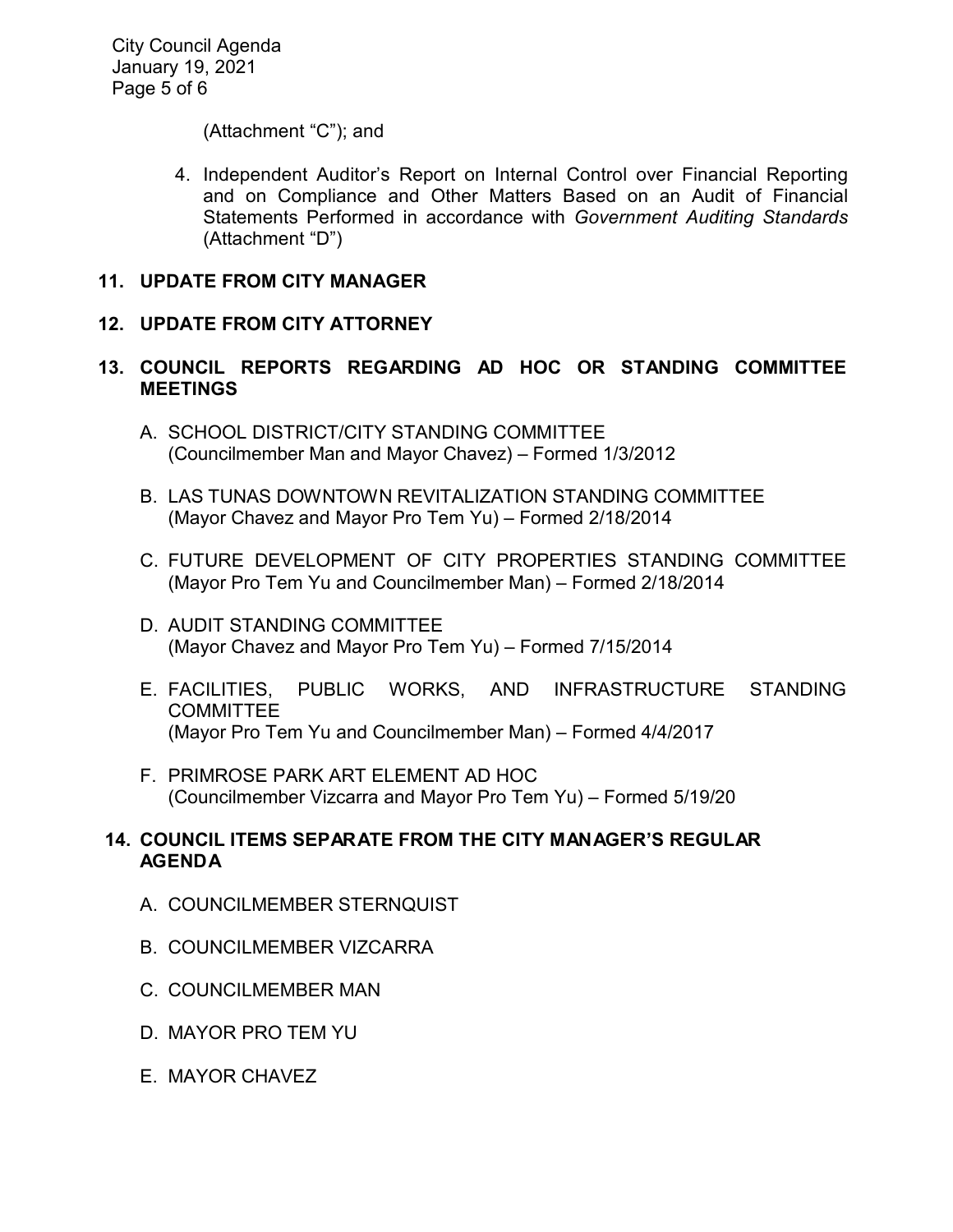(Attachment "C"); and

4. Independent Auditor's Report on Internal Control over Financial Reporting and on Compliance and Other Matters Based on an Audit of Financial Statements Performed in accordance with *Government Auditing Standards* (Attachment "D")

**11. UPDATE FROM CITY MANAGER**

**12. UPDATE FROM CITY ATTORNEY**

**13. COUNCIL REPORTS REGARDING AD HOC OR STANDING COMMITTEE MEETINGS**

A. SCHOOL DISTRICT/CITY STANDING COMMITTEE (Councilmember Man and Mayor Chavez) – Formed 1/3/2012

B. LAS TUNAS DOWNTOWN REVITALIZATION STANDING COMMITTEE (Mayor Chavez and Mayor Pro Tem Yu) – Formed 2/18/2014

C. FUTURE DEVELOPMENT OF CITY PROPERTIES STANDING COMMITTEE (Mayor Pro Tem Yu and Councilmember Man) – Formed 2/18/2014

D. AUDIT STANDING COMMITTEE (Mayor Chavez and Mayor Pro Tem Yu) – Formed 7/15/2014

E. FACILITIES, PUBLIC WORKS, AND INFRASTRUCTURE STANDING COMMITTEE (Mayor Pro Tem Yu and Councilmember Man) – Formed 4/4/2017

F. PRIMROSE PARK ART ELEMENT AD HOC (Councilmember Vizcarra and Mayor Pro Tem Yu) – Formed 5/19/20

**14. COUNCIL ITEMS SEPARATE FROM THE CITY MANAGER'S REGULAR AGENDA**

A. COUNCILMEMBER STERNQUIST

B. COUNCILMEMBER VIZCARRA

C. COUNCILMEMBER MAN

D. MAYOR PRO TEM YU

E. MAYOR CHAVEZ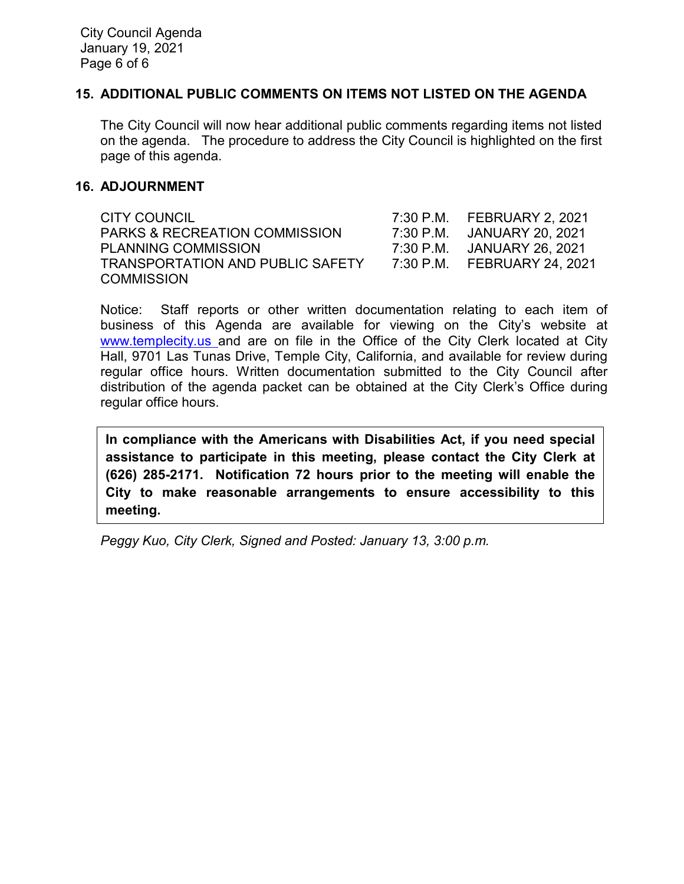## 15. ADDITIONAL PUBLIC COMMENTS ON ITEMS NOT LISTED ON THE AGENDA

The City Council will now hear additional public comments regarding items not listed on the agenda. The procedure to address the City Council is highlighted on the first page of this agenda.

## 16. ADJOURNMENT

| | | |
|---|---|---|
| CITY COUNCIL | 7:30 P.M. | FEBRUARY 2, 2021 |
| PARKS & RECREATION COMMISSION | 7:30 P.M. | JANUARY 20, 2021 |
| PLANNING COMMISSION | 7:30 P.M. | JANUARY 26, 2021 |
| TRANSPORTATION AND PUBLIC SAFETY COMMISSION | 7:30 P.M. | FEBRUARY 24, 2021 |

Notice: Staff reports or other written documentation relating to each item of business of this Agenda are available for viewing on the City's website at www.templecity.us and are on file in the Office of the City Clerk located at City Hall, 9701 Las Tunas Drive, Temple City, California, and available for review during regular office hours. Written documentation submitted to the City Council after distribution of the agenda packet can be obtained at the City Clerk's Office during regular office hours.

**In compliance with the Americans with Disabilities Act, if you need special assistance to participate in this meeting, please contact the City Clerk at (626) 285-2171. Notification 72 hours prior to the meeting will enable the City to make reasonable arrangements to ensure accessibility to this meeting.**

*Peggy Kuo, City Clerk, Signed and Posted: January 13, 3:00 p.m.*